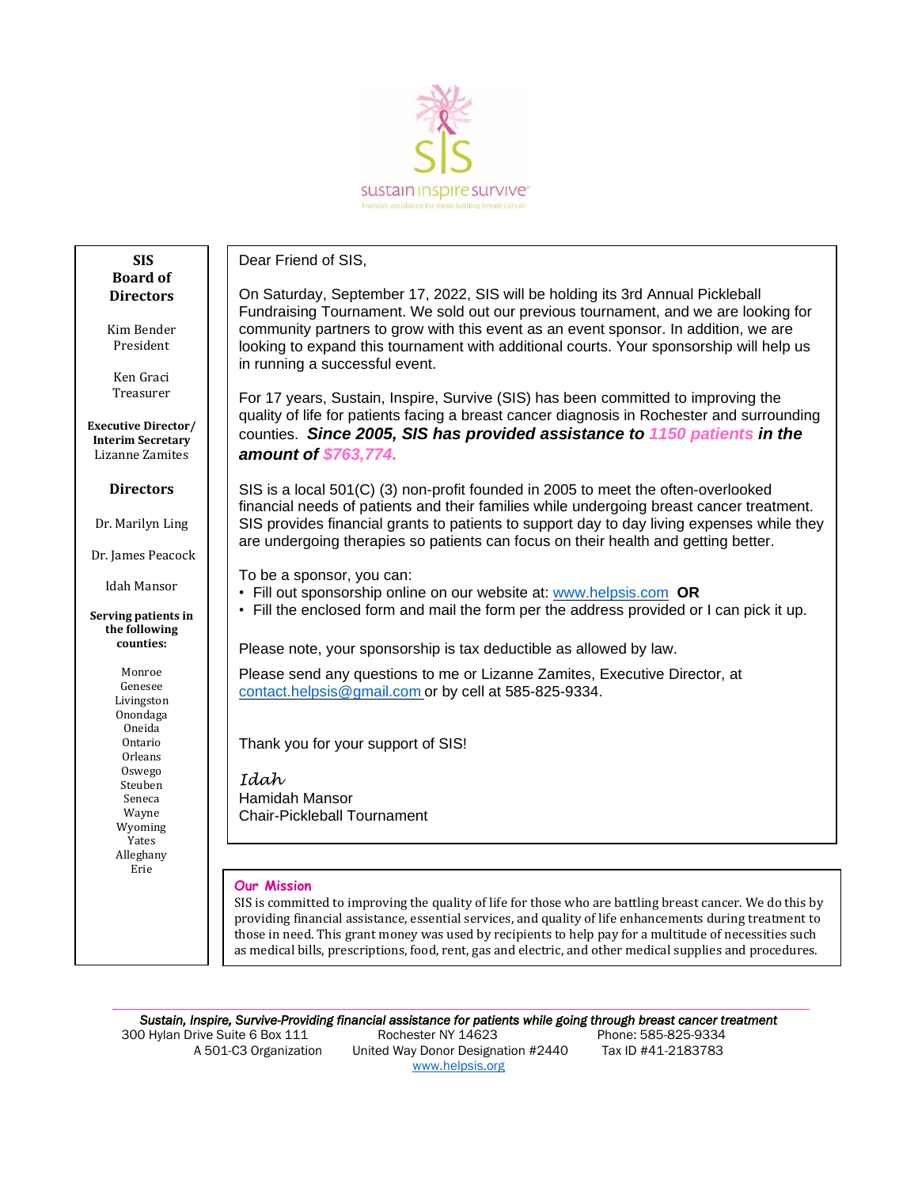sustain inspire survive

Financial assistance for those battling breast cancer

**SIS**
**Board of Directors**

Kim Bender
President

Ken Graci
Treasurer

**Executive Director/ Interim Secretary**
Lizanne Zamites

**Directors**

Dr. Marilyn Ling

Dr. James Peacock

Idah Mansor

**Serving patients in the following counties:**

Monroe
Genesee
Livingston
Onondaga
Oneida
Ontario
Orleans
Oswego
Steuben
Seneca
Wayne
Wyoming
Yates
Alleghany
Erie

Dear Friend of SIS,

On Saturday, September 17, 2022, SIS will be holding its 3rd Annual Pickleball Fundraising Tournament. We sold out our previous tournament, and we are looking for community partners to grow with this event as an event sponsor. In addition, we are looking to expand this tournament with additional courts. Your sponsorship will help us in running a successful event.

For 17 years, Sustain, Inspire, Survive (SIS) has been committed to improving the quality of life for patients facing a breast cancer diagnosis in Rochester and surrounding counties. ***Since 2005, SIS has provided assistance to 1150 patients in the amount of $763,774.***

SIS is a local 501(C) (3) non-profit founded in 2005 to meet the often-overlooked financial needs of patients and their families while undergoing breast cancer treatment. SIS provides financial grants to patients to support day to day living expenses while they are undergoing therapies so patients can focus on their health and getting better.

To be a sponsor, you can:

- Fill out sponsorship online on our website at: www.helpsis.com **OR**
- Fill the enclosed form and mail the form per the address provided or I can pick it up.

Please note, your sponsorship is tax deductible as allowed by law.

Please send any questions to me or Lizanne Zamites, Executive Director, at contact.helpsis@gmail.com or by cell at 585-825-9334.

Thank you for your support of SIS!

*Idah*
Hamidah Mansor
Chair-Pickleball Tournament

**Our Mission**

SIS is committed to improving the quality of life for those who are battling breast cancer. We do this by providing financial assistance, essential services, and quality of life enhancements during treatment to those in need. This grant money was used by recipients to help pay for a multitude of necessities such as medical bills, prescriptions, food, rent, gas and electric, and other medical supplies and procedures.

*Sustain, Inspire, Survive-Providing financial assistance for patients while going through breast cancer treatment*
300 Hylan Drive Suite 6 Box 111 Rochester NY 14623 Phone: 585-825-9334
A 501-C3 Organization United Way Donor Designation #2440 Tax ID #41-2183783
www.helpsis.org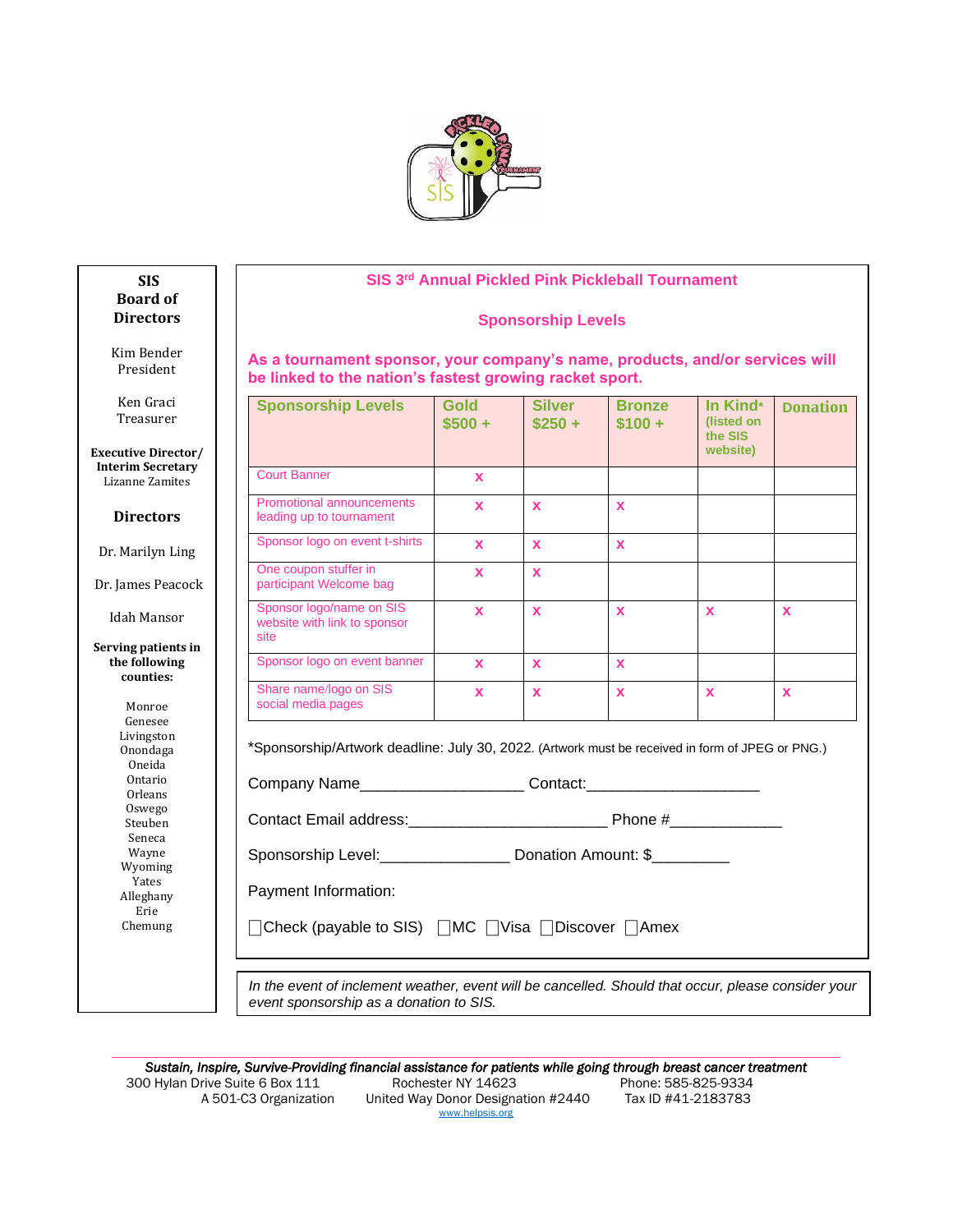SIS
Board of Directors

Kim Bender
President

Ken Graci
Treasurer

Executive Director/ Interim Secretary
Lizanne Zamites

**Directors**

Dr. Marilyn Ling

Dr. James Peacock

Idah Mansor

**Serving patients in the following counties:**

Monroe
Genesee
Livingston
Onondaga
Oneida
Ontario
Orleans
Oswego
Steuben
Seneca
Wayne
Wyoming
Yates
Alleghany
Erie
Chemung

## SIS 3rd Annual Pickled Pink Pickleball Tournament

## Sponsorship Levels

**As a tournament sponsor, your company's name, products, and/or services will be linked to the nation's fastest growing racket sport.**

| Sponsorship Levels | Gold $500 + | Silver $250 + | Bronze $100 + | In Kind* (listed on the SIS website) | Donation |
|---|---|---|---|---|---|
| Court Banner | x | | | | |
| Promotional announcements leading up to tournament | x | x | x | | |
| Sponsor logo on event t-shirts | x | x | x | | |
| One coupon stuffer in participant Welcome bag | x | x | | | |
| Sponsor logo/name on SIS website with link to sponsor site | x | x | x | x | x |
| Sponsor logo on event banner | x | x | x | | |
| Share name/logo on SIS social media pages | x | x | x | x | x |

*Sponsorship/Artwork deadline: July 30, 2022. (Artwork must be received in form of JPEG or PNG.)

Company Name__________________ Contact:___________________

Contact Email address:______________________ Phone #_____________

Sponsorship Level:______________ Donation Amount: $_________

Payment Information:

☐Check (payable to SIS) ☐MC ☐Visa ☐Discover ☐Amex

*In the event of inclement weather, event will be cancelled. Should that occur, please consider your event sponsorship as a donation to SIS.*

***Sustain, Inspire, Survive-Providing financial assistance for patients while going through breast cancer treatment***

300 Hylan Drive Suite 6 Box 111 Rochester NY 14623 Phone: 585-825-9334

A 501-C3 Organization United Way Donor Designation #2440 Tax ID #41-2183783

www.helpsis.org